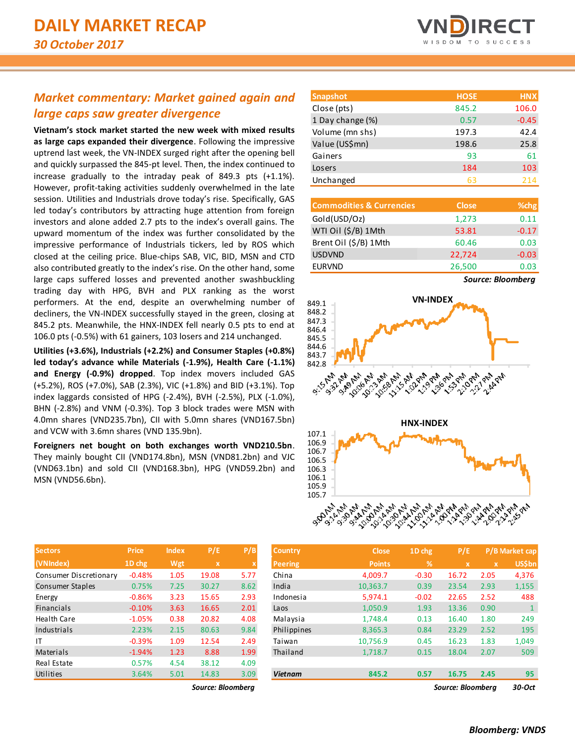# DAILY MARKET RECAP

*30 October 2017*

## *Market commentary: Market gained again and large caps saw greater divergence*

**Vietnam's stock market started the new week with mixed results as large caps expanded their divergence**. Following the impressive uptrend last week, the VN-INDEX surged right after the opening bell and quickly surpassed the 845-pt level. Then, the index continued to increase gradually to the intraday peak of 849.3 pts (+1.1%). However, profit-taking activities suddenly overwhelmed in the late session. Utilities and Industrials drove today's rise. Specifically, GAS led today's contributors by attracting huge attention from foreign investors and alone added 2.7 pts to the index's overall gains. The upward momentum of the index was further consolidated by the impressive performance of Industrials tickers, led by ROS which closed at the ceiling price. Blue-chips SAB, VIC, BID, MSN and CTD also contributed greatly to the index's rise. On the other hand, some large caps suffered losses and prevented another swashbuckling trading day with HPG, BVH and PLX ranking as the worst performers. At the end, despite an overwhelming number of decliners, the VN-INDEX successfully stayed in the green, closing at 845.2 pts. Meanwhile, the HNX-INDEX fell nearly 0.5 pts to end at 106.0 pts (-0.5%) with 61 gainers, 103 losers and 214 unchanged.

**Utilities (+3.6%), Industrials (+2.2%) and Consumer Staples (+0.8%) led today's advance while Materials (-1.9%), Health Care (-1.1%) and Energy (-0.9%) dropped**. Top index movers included GAS (+5.2%), ROS (+7.0%), SAB (2.3%), VIC (+1.8%) and BID (+3.1%). Top index laggards consisted of HPG (-2.4%), BVH (-2.5%), PLX (-1.0%), BHN (-2.8%) and VNM (-0.3%). Top 3 block trades were MSN with 4.0mn shares (VND235.7bn), CII with 5.0mn shares (VND167.5bn) and VCW with 3.6mn shares (VND 135.9bn).

**Foreigners net bought on both exchanges worth VND210.5bn**. They mainly bought CII (VND174.8bn), MSN (VND81.2bn) and VJC (VND63.1bn) and sold CII (VND168.3bn), HPG (VND59.2bn) and MSN (VND56.6bn).

| Snapshot | HOSE | HNX |
|---|---|---|
| Close (pts) | 845.2 | 106.0 |
| 1 Day change (%) | 0.57 | -0.45 |
| Volume (mn shs) | 197.3 | 42.4 |
| Value (US$mn) | 198.6 | 25.8 |
| Gainers | 93 | 61 |
| Losers | 184 | 103 |
| Unchanged | 63 | 214 |

| Commodities & Currencies | Close | %chg |
|---|---|---|
| Gold(USD/Oz) | 1,273 | 0.11 |
| WTI Oil ($/B) 1Mth | 53.81 | -0.17 |
| Brent Oil ($/B) 1Mth | 60.46 | 0.03 |
| USDVND | 22,724 | -0.03 |
| EURVND | 26,500 | 0.03 |

*Source: Bloomberg*

| Sectors (VNIndex) | Price 1D chg | Index Wgt | P/E x | P/B x |
|---|---|---|---|---|
| Consumer Discretionary | -0.48% | 1.05 | 19.08 | 5.77 |
| Consumer Staples | 0.75% | 7.25 | 30.27 | 8.62 |
| Energy | -0.86% | 3.23 | 15.65 | 2.93 |
| Financials | -0.10% | 3.63 | 16.65 | 2.01 |
| Health Care | -1.05% | 0.38 | 20.82 | 4.08 |
| Industrials | 2.23% | 2.15 | 80.63 | 9.84 |
| IT | -0.39% | 1.09 | 12.54 | 2.49 |
| Materials | -1.94% | 1.23 | 8.88 | 1.99 |
| Real Estate | 0.57% | 4.54 | 38.12 | 4.09 |
| Utilities | 3.64% | 5.01 | 14.83 | 3.09 |

*Source: Bloomberg*

| Country Peering | Close Points | 1D chg % | P/E x | P/B x | Market cap US$bn |
|---|---|---|---|---|---|
| China | 4,009.7 | -0.30 | 16.72 | 2.05 | 4,376 |
| India | 10,363.7 | 0.39 | 23.54 | 2.93 | 1,155 |
| Indonesia | 5,974.1 | -0.02 | 22.65 | 2.52 | 488 |
| Laos | 1,050.9 | 1.93 | 13.36 | 0.90 | 1 |
| Malaysia | 1,748.4 | 0.13 | 16.40 | 1.80 | 249 |
| Philippines | 8,365.3 | 0.84 | 23.29 | 2.52 | 195 |
| Taiwan | 10,756.9 | 0.45 | 16.23 | 1.83 | 1,049 |
| Thailand | 1,718.7 | 0.15 | 18.04 | 2.07 | 509 |
| ***Vietnam*** | **845.2** | **0.57** | **16.75** | **2.45** | **95** |

*Source: Bloomberg* *30-Oct*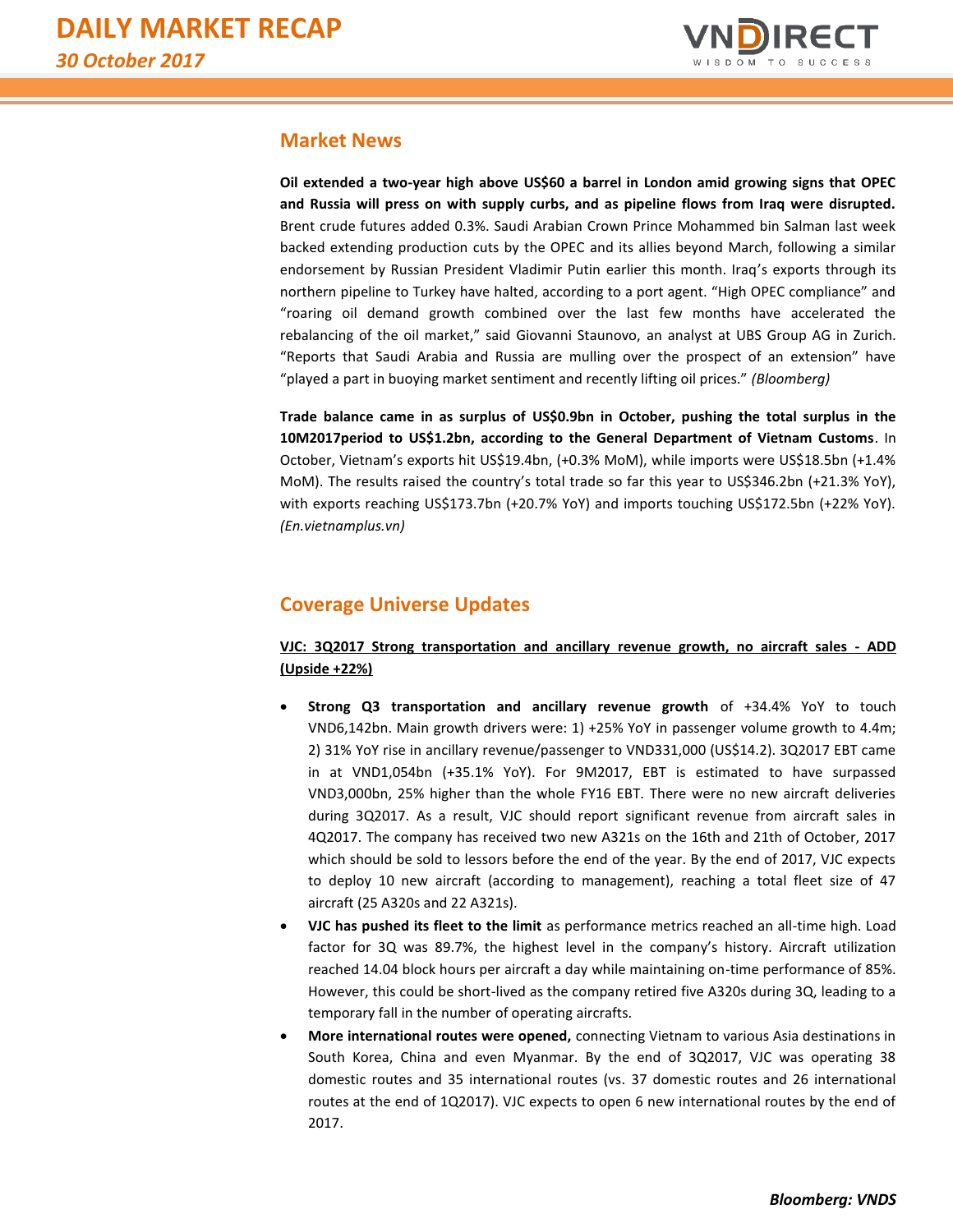## Market News

**Oil extended a two-year high above US$60 a barrel in London amid growing signs that OPEC and Russia will press on with supply curbs, and as pipeline flows from Iraq were disrupted.** Brent crude futures added 0.3%. Saudi Arabian Crown Prince Mohammed bin Salman last week backed extending production cuts by the OPEC and its allies beyond March, following a similar endorsement by Russian President Vladimir Putin earlier this month. Iraq's exports through its northern pipeline to Turkey have halted, according to a port agent. "High OPEC compliance" and "roaring oil demand growth combined over the last few months have accelerated the rebalancing of the oil market," said Giovanni Staunovo, an analyst at UBS Group AG in Zurich. "Reports that Saudi Arabia and Russia are mulling over the prospect of an extension" have "played a part in buoying market sentiment and recently lifting oil prices." *(Bloomberg)*

**Trade balance came in as surplus of US$0.9bn in October, pushing the total surplus in the 10M2017period to US$1.2bn, according to the General Department of Vietnam Customs**. In October, Vietnam's exports hit US$19.4bn, (+0.3% MoM), while imports were US$18.5bn (+1.4% MoM). The results raised the country's total trade so far this year to US$346.2bn (+21.3% YoY), with exports reaching US$173.7bn (+20.7% YoY) and imports touching US$172.5bn (+22% YoY). *(En.vietnamplus.vn)*

## Coverage Universe Updates

**VJC: 3Q2017 Strong transportation and ancillary revenue growth, no aircraft sales - ADD (Upside +22%)**

- **Strong Q3 transportation and ancillary revenue growth** of +34.4% YoY to touch VND6,142bn. Main growth drivers were: 1) +25% YoY in passenger volume growth to 4.4m; 2) 31% YoY rise in ancillary revenue/passenger to VND331,000 (US$14.2). 3Q2017 EBT came in at VND1,054bn (+35.1% YoY). For 9M2017, EBT is estimated to have surpassed VND3,000bn, 25% higher than the whole FY16 EBT. There were no new aircraft deliveries during 3Q2017. As a result, VJC should report significant revenue from aircraft sales in 4Q2017. The company has received two new A321s on the 16th and 21th of October, 2017 which should be sold to lessors before the end of the year. By the end of 2017, VJC expects to deploy 10 new aircraft (according to management), reaching a total fleet size of 47 aircraft (25 A320s and 22 A321s).
- **VJC has pushed its fleet to the limit** as performance metrics reached an all-time high. Load factor for 3Q was 89.7%, the highest level in the company's history. Aircraft utilization reached 14.04 block hours per aircraft a day while maintaining on-time performance of 85%. However, this could be short-lived as the company retired five A320s during 3Q, leading to a temporary fall in the number of operating aircrafts.
- **More international routes were opened,** connecting Vietnam to various Asia destinations in South Korea, China and even Myanmar. By the end of 3Q2017, VJC was operating 38 domestic routes and 35 international routes (vs. 37 domestic routes and 26 international routes at the end of 1Q2017). VJC expects to open 6 new international routes by the end of 2017.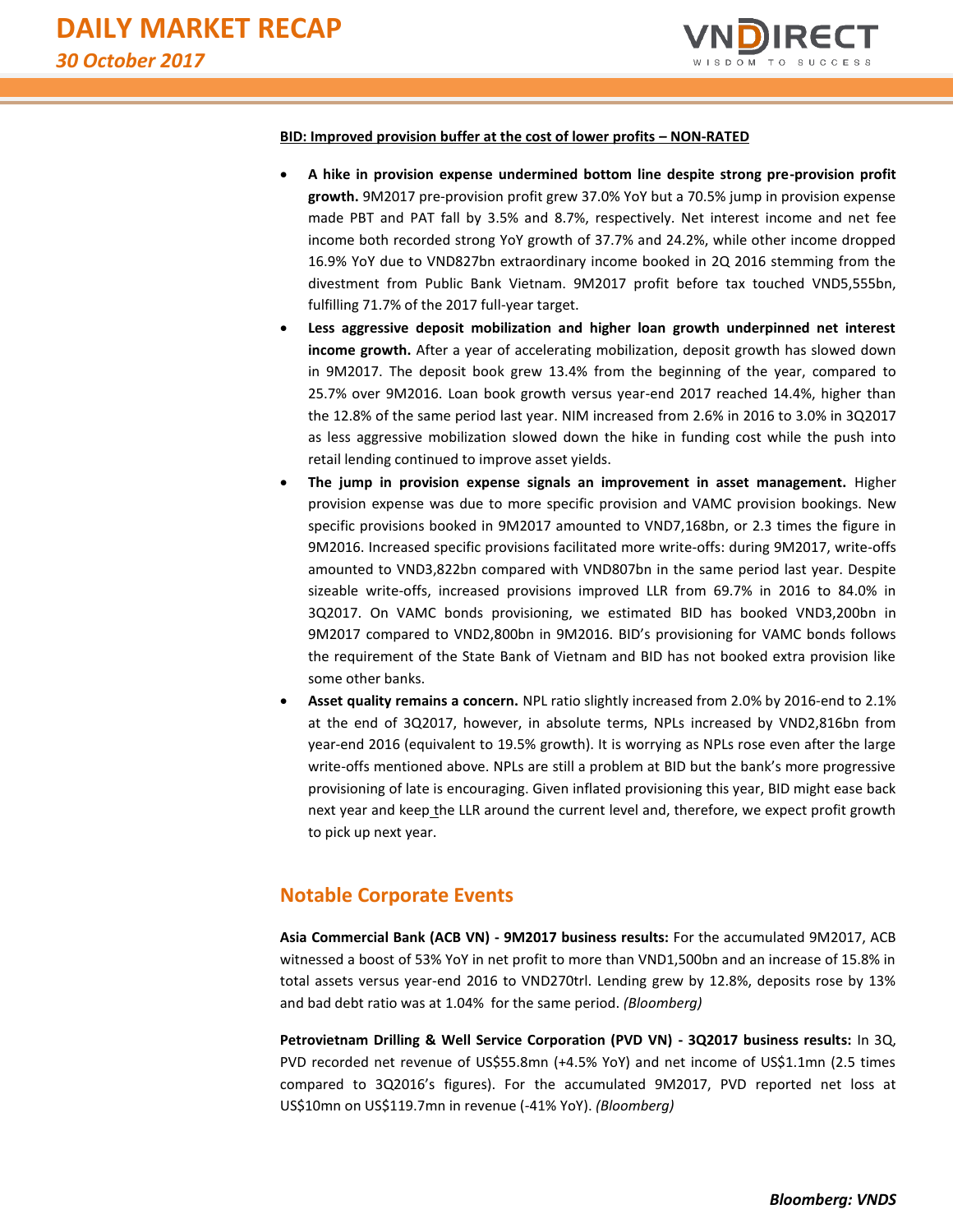**BID: Improved provision buffer at the cost of lower profits – NON-RATED**

- **A hike in provision expense undermined bottom line despite strong pre-provision profit growth.** 9M2017 pre-provision profit grew 37.0% YoY but a 70.5% jump in provision expense made PBT and PAT fall by 3.5% and 8.7%, respectively. Net interest income and net fee income both recorded strong YoY growth of 37.7% and 24.2%, while other income dropped 16.9% YoY due to VND827bn extraordinary income booked in 2Q 2016 stemming from the divestment from Public Bank Vietnam. 9M2017 profit before tax touched VND5,555bn, fulfilling 71.7% of the 2017 full-year target.
- **Less aggressive deposit mobilization and higher loan growth underpinned net interest income growth.** After a year of accelerating mobilization, deposit growth has slowed down in 9M2017. The deposit book grew 13.4% from the beginning of the year, compared to 25.7% over 9M2016. Loan book growth versus year-end 2017 reached 14.4%, higher than the 12.8% of the same period last year. NIM increased from 2.6% in 2016 to 3.0% in 3Q2017 as less aggressive mobilization slowed down the hike in funding cost while the push into retail lending continued to improve asset yields.
- **The jump in provision expense signals an improvement in asset management.** Higher provision expense was due to more specific provision and VAMC provision bookings. New specific provisions booked in 9M2017 amounted to VND7,168bn, or 2.3 times the figure in 9M2016. Increased specific provisions facilitated more write-offs: during 9M2017, write-offs amounted to VND3,822bn compared with VND807bn in the same period last year. Despite sizeable write-offs, increased provisions improved LLR from 69.7% in 2016 to 84.0% in 3Q2017. On VAMC bonds provisioning, we estimated BID has booked VND3,200bn in 9M2017 compared to VND2,800bn in 9M2016. BID's provisioning for VAMC bonds follows the requirement of the State Bank of Vietnam and BID has not booked extra provision like some other banks.
- **Asset quality remains a concern.** NPL ratio slightly increased from 2.0% by 2016-end to 2.1% at the end of 3Q2017, however, in absolute terms, NPLs increased by VND2,816bn from year-end 2016 (equivalent to 19.5% growth). It is worrying as NPLs rose even after the large write-offs mentioned above. NPLs are still a problem at BID but the bank's more progressive provisioning of late is encouraging. Given inflated provisioning this year, BID might ease back next year and keep the LLR around the current level and, therefore, we expect profit growth to pick up next year.

## Notable Corporate Events

**Asia Commercial Bank (ACB VN) - 9M2017 business results:** For the accumulated 9M2017, ACB witnessed a boost of 53% YoY in net profit to more than VND1,500bn and an increase of 15.8% in total assets versus year-end 2016 to VND270trl. Lending grew by 12.8%, deposits rose by 13% and bad debt ratio was at 1.04% for the same period. *(Bloomberg)*

**Petrovietnam Drilling & Well Service Corporation (PVD VN) - 3Q2017 business results:** In 3Q, PVD recorded net revenue of US$55.8mn (+4.5% YoY) and net income of US$1.1mn (2.5 times compared to 3Q2016's figures). For the accumulated 9M2017, PVD reported net loss at US$10mn on US$119.7mn in revenue (-41% YoY). *(Bloomberg)*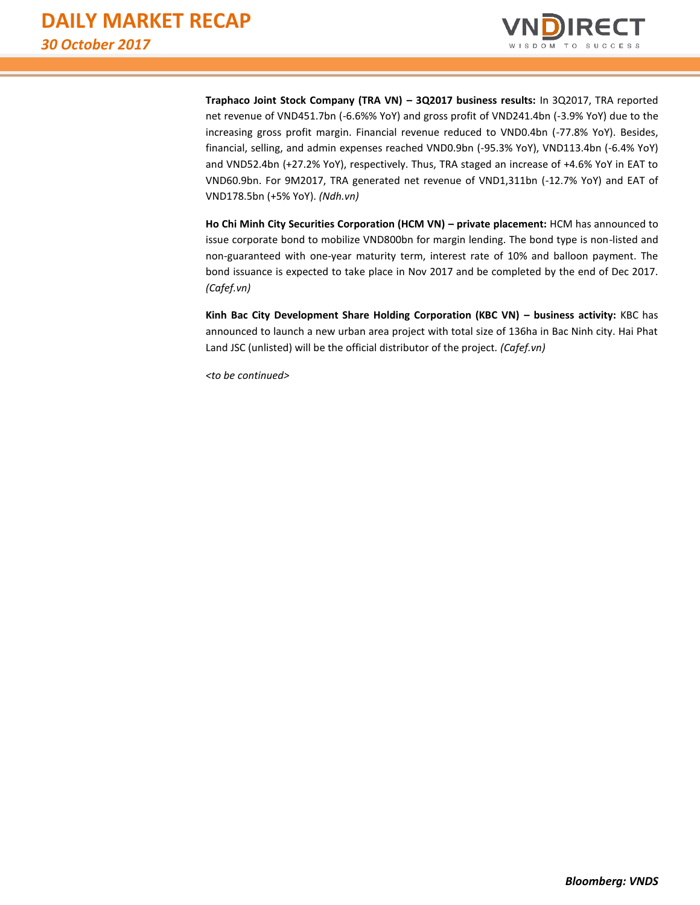**Traphaco Joint Stock Company (TRA VN) – 3Q2017 business results:** In 3Q2017, TRA reported net revenue of VND451.7bn (-6.6%% YoY) and gross profit of VND241.4bn (-3.9% YoY) due to the increasing gross profit margin. Financial revenue reduced to VND0.4bn (-77.8% YoY). Besides, financial, selling, and admin expenses reached VND0.9bn (-95.3% YoY), VND113.4bn (-6.4% YoY) and VND52.4bn (+27.2% YoY), respectively. Thus, TRA staged an increase of +4.6% YoY in EAT to VND60.9bn. For 9M2017, TRA generated net revenue of VND1,311bn (-12.7% YoY) and EAT of VND178.5bn (+5% YoY). *(Ndh.vn)*

**Ho Chi Minh City Securities Corporation (HCM VN) – private placement:** HCM has announced to issue corporate bond to mobilize VND800bn for margin lending. The bond type is non-listed and non-guaranteed with one-year maturity term, interest rate of 10% and balloon payment. The bond issuance is expected to take place in Nov 2017 and be completed by the end of Dec 2017. *(Cafef.vn)*

**Kinh Bac City Development Share Holding Corporation (KBC VN) – business activity:** KBC has announced to launch a new urban area project with total size of 136ha in Bac Ninh city. Hai Phat Land JSC (unlisted) will be the official distributor of the project. *(Cafef.vn)*

*<to be continued>*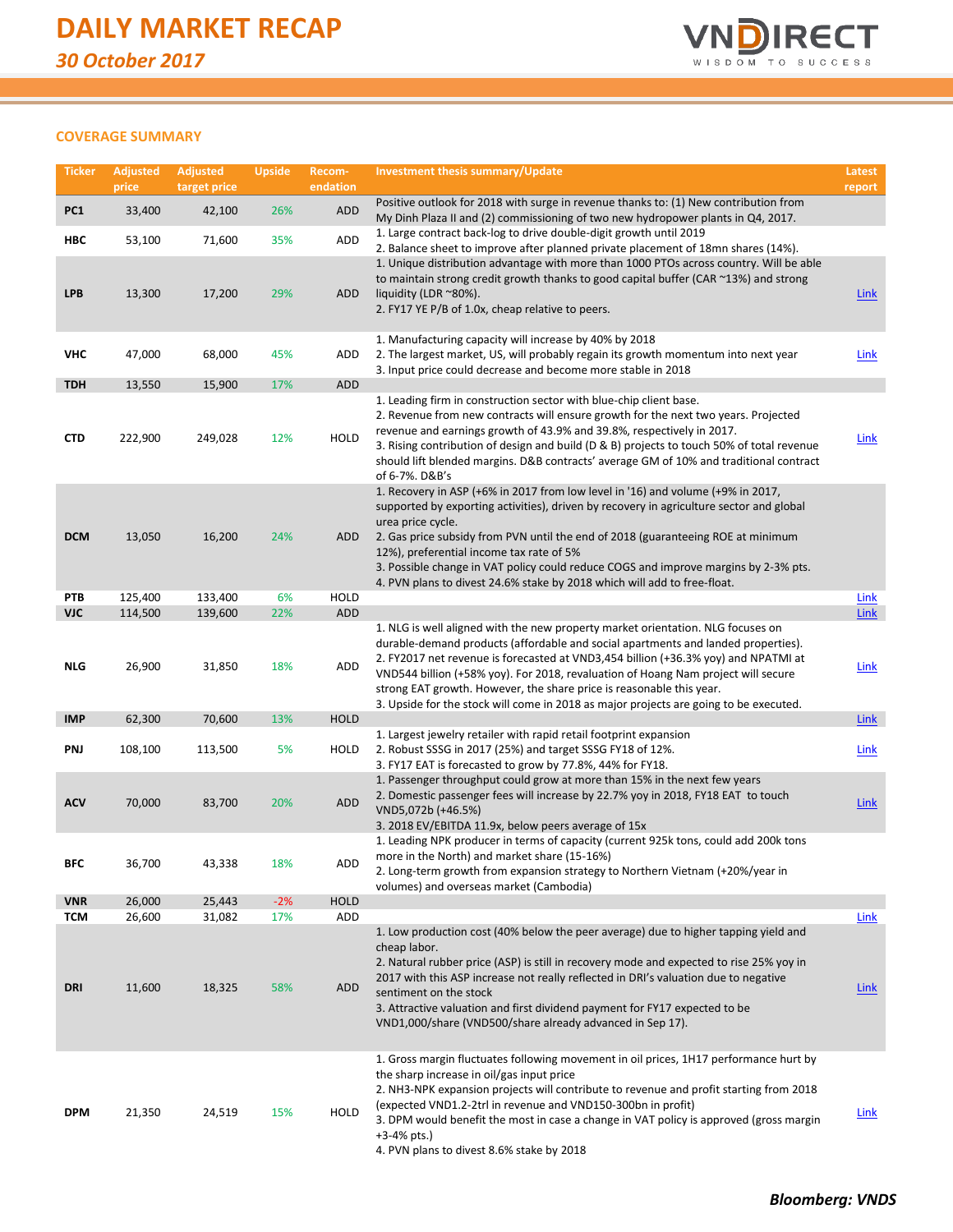# DAILY MARKET RECAP

*30 October 2017*

## COVERAGE SUMMARY

| Ticker | Adjusted price | Adjusted target price | Upside | Recom-endation | Investment thesis summary/Update | Latest report |
|---|---|---|---|---|---|---|
| PC1 | 33,400 | 42,100 | 26% | ADD | Positive outlook for 2018 with surge in revenue thanks to: (1) New contribution from My Dinh Plaza II and (2) commissioning of two new hydropower plants in Q4, 2017. | |
| HBC | 53,100 | 71,600 | 35% | ADD | 1. Large contract back-log to drive double-digit growth until 2019<br>2. Balance sheet to improve after planned private placement of 18mn shares (14%). | |
| LPB | 13,300 | 17,200 | 29% | ADD | 1. Unique distribution advantage with more than 1000 PTOs across country. Will be able to maintain strong credit growth thanks to good capital buffer (CAR ~13%) and strong liquidity (LDR ~80%).<br>2. FY17 YE P/B of 1.0x, cheap relative to peers. | Link |
| VHC | 47,000 | 68,000 | 45% | ADD | 1. Manufacturing capacity will increase by 40% by 2018<br>2. The largest market, US, will probably regain its growth momentum into next year<br>3. Input price could decrease and become more stable in 2018 | Link |
| TDH | 13,550 | 15,900 | 17% | ADD | | |
| CTD | 222,900 | 249,028 | 12% | HOLD | 1. Leading firm in construction sector with blue-chip client base.<br>2. Revenue from new contracts will ensure growth for the next two years. Projected revenue and earnings growth of 43.9% and 39.8%, respectively in 2017.<br>3. Rising contribution of design and build (D & B) projects to touch 50% of total revenue should lift blended margins. D&B contracts' average GM of 10% and traditional contract of 6-7%. D&B's | Link |
| DCM | 13,050 | 16,200 | 24% | ADD | 1. Recovery in ASP (+6% in 2017 from low level in '16) and volume (+9% in 2017, supported by exporting activities), driven by recovery in agriculture sector and global urea price cycle.<br>2. Gas price subsidy from PVN until the end of 2018 (guaranteeing ROE at minimum 12%), preferential income tax rate of 5%<br>3. Possible change in VAT policy could reduce COGS and improve margins by 2-3% pts.<br>4. PVN plans to divest 24.6% stake by 2018 which will add to free-float. | |
| PTB | 125,400 | 133,400 | 6% | HOLD | | Link |
| VJC | 114,500 | 139,600 | 22% | ADD | | Link |
| NLG | 26,900 | 31,850 | 18% | ADD | 1. NLG is well aligned with the new property market orientation. NLG focuses on durable-demand products (affordable and social apartments and landed properties).<br>2. FY2017 net revenue is forecasted at VND3,454 billion (+36.3% yoy) and NPATMI at VND544 billion (+58% yoy). For 2018, revaluation of Hoang Nam project will secure strong EAT growth. However, the share price is reasonable this year.<br>3. Upside for the stock will come in 2018 as major projects are going to be executed. | Link |
| IMP | 62,300 | 70,600 | 13% | HOLD | | Link |
| PNJ | 108,100 | 113,500 | 5% | HOLD | 1. Largest jewelry retailer with rapid retail footprint expansion<br>2. Robust SSSG in 2017 (25%) and target SSSG FY18 of 12%.<br>3. FY17 EAT is forecasted to grow by 77.8%, 44% for FY18. | Link |
| ACV | 70,000 | 83,700 | 20% | ADD | 1. Passenger throughput could grow at more than 15% in the next few years<br>2. Domestic passenger fees will increase by 22.7% yoy in 2018, FY18 EAT to touch VND5,072b (+46.5%)<br>3. 2018 EV/EBITDA 11.9x, below peers average of 15x | Link |
| BFC | 36,700 | 43,338 | 18% | ADD | 1. Leading NPK producer in terms of capacity (current 925k tons, could add 200k tons more in the North) and market share (15-16%)<br>2. Long-term growth from expansion strategy to Northern Vietnam (+20%/year in volumes) and overseas market (Cambodia) | |
| VNR | 26,000 | 25,443 | -2% | HOLD | | |
| TCM | 26,600 | 31,082 | 17% | ADD | | Link |
| DRI | 11,600 | 18,325 | 58% | ADD | 1. Low production cost (40% below the peer average) due to higher tapping yield and cheap labor.<br>2. Natural rubber price (ASP) is still in recovery mode and expected to rise 25% yoy in 2017 with this ASP increase not really reflected in DRI's valuation due to negative sentiment on the stock<br>3. Attractive valuation and first dividend payment for FY17 expected to be VND1,000/share (VND500/share already advanced in Sep 17). | Link |
| DPM | 21,350 | 24,519 | 15% | HOLD | 1. Gross margin fluctuates following movement in oil prices, 1H17 performance hurt by the sharp increase in oil/gas input price<br>2. NH3-NPK expansion projects will contribute to revenue and profit starting from 2018 (expected VND1.2-2trl in revenue and VND150-300bn in profit)<br>3. DPM would benefit the most in case a change in VAT policy is approved (gross margin +3-4% pts.)<br>4. PVN plans to divest 8.6% stake by 2018 | Link |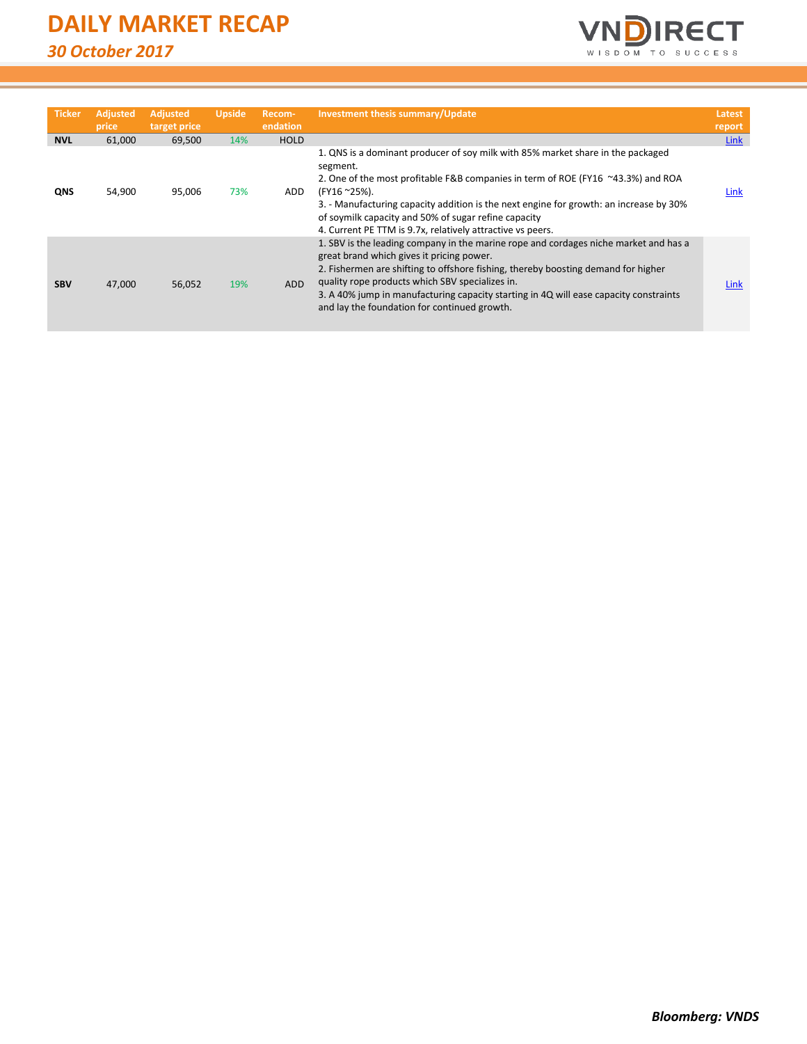| Ticker | Adjusted price | Adjusted target price | Upside | Recom-endation | Investment thesis summary/Update | Latest report |
|---|---|---|---|---|---|---|
| NVL | 61,000 | 69,500 | 14% | HOLD | | Link |
| QNS | 54,900 | 95,006 | 73% | ADD | 1. QNS is a dominant producer of soy milk with 85% market share in the packaged segment.<br>2. One of the most profitable F&B companies in term of ROE (FY16 ~43.3%) and ROA (FY16 ~25%).<br>3. - Manufacturing capacity addition is the next engine for growth: an increase by 30% of soymilk capacity and 50% of sugar refine capacity<br>4. Current PE TTM is 9.7x, relatively attractive vs peers. | Link |
| SBV | 47,000 | 56,052 | 19% | ADD | 1. SBV is the leading company in the marine rope and cordages niche market and has a great brand which gives it pricing power.<br>2. Fishermen are shifting to offshore fishing, thereby boosting demand for higher quality rope products which SBV specializes in.<br>3. A 40% jump in manufacturing capacity starting in 4Q will ease capacity constraints and lay the foundation for continued growth. | Link |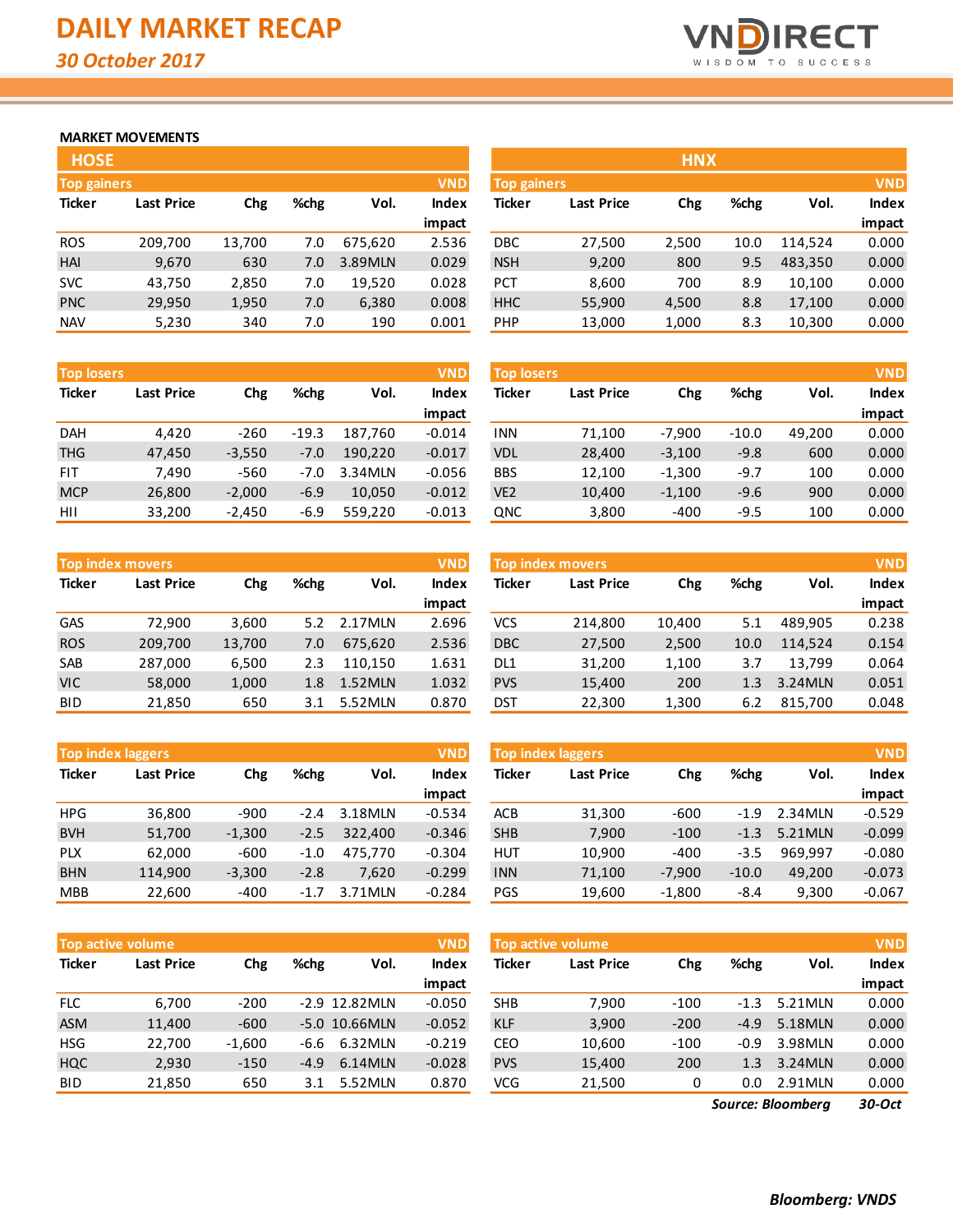# DAILY MARKET RECAP

*30 October 2017*

## MARKET MOVEMENTS

### HOSE

**Top gainers** (VND)

| Ticker | Last Price | Chg | %chg | Vol. | Index impact |
|---|---|---|---|---|---|
| ROS | 209,700 | 13,700 | 7.0 | 675,620 | 2.536 |
| HAI | 9,670 | 630 | 7.0 | 3.89MLN | 0.029 |
| SVC | 43,750 | 2,850 | 7.0 | 19,520 | 0.028 |
| PNC | 29,950 | 1,950 | 7.0 | 6,380 | 0.008 |
| NAV | 5,230 | 340 | 7.0 | 190 | 0.001 |

**Top losers** (VND)

| Ticker | Last Price | Chg | %chg | Vol. | Index impact |
|---|---|---|---|---|---|
| DAH | 4,420 | -260 | -19.3 | 187,760 | -0.014 |
| THG | 47,450 | -3,550 | -7.0 | 190,220 | -0.017 |
| FIT | 7,490 | -560 | -7.0 | 3.34MLN | -0.056 |
| MCP | 26,800 | -2,000 | -6.9 | 10,050 | -0.012 |
| HII | 33,200 | -2,450 | -6.9 | 559,220 | -0.013 |

**Top index movers** (VND)

| Ticker | Last Price | Chg | %chg | Vol. | Index impact |
|---|---|---|---|---|---|
| GAS | 72,900 | 3,600 | 5.2 | 2.17MLN | 2.696 |
| ROS | 209,700 | 13,700 | 7.0 | 675,620 | 2.536 |
| SAB | 287,000 | 6,500 | 2.3 | 110,150 | 1.631 |
| VIC | 58,000 | 1,000 | 1.8 | 1.52MLN | 1.032 |
| BID | 21,850 | 650 | 3.1 | 5.52MLN | 0.870 |

**Top index laggers** (VND)

| Ticker | Last Price | Chg | %chg | Vol. | Index impact |
|---|---|---|---|---|---|
| HPG | 36,800 | -900 | -2.4 | 3.18MLN | -0.534 |
| BVH | 51,700 | -1,300 | -2.5 | 322,400 | -0.346 |
| PLX | 62,000 | -600 | -1.0 | 475,770 | -0.304 |
| BHN | 114,900 | -3,300 | -2.8 | 7,620 | -0.299 |
| MBB | 22,600 | -400 | -1.7 | 3.71MLN | -0.284 |

**Top active volume** (VND)

| Ticker | Last Price | Chg | %chg | Vol. | Index impact |
|---|---|---|---|---|---|
| FLC | 6,700 | -200 | -2.9 | 12.82MLN | -0.050 |
| ASM | 11,400 | -600 | -5.0 | 10.66MLN | -0.052 |
| HSG | 22,700 | -1,600 | -6.6 | 6.32MLN | -0.219 |
| HQC | 2,930 | -150 | -4.9 | 6.14MLN | -0.028 |
| BID | 21,850 | 650 | 3.1 | 5.52MLN | 0.870 |

### HNX

**Top gainers** (VND)

| Ticker | Last Price | Chg | %chg | Vol. | Index impact |
|---|---|---|---|---|---|
| DBC | 27,500 | 2,500 | 10.0 | 114,524 | 0.000 |
| NSH | 9,200 | 800 | 9.5 | 483,350 | 0.000 |
| PCT | 8,600 | 700 | 8.9 | 10,100 | 0.000 |
| HHC | 55,900 | 4,500 | 8.8 | 17,100 | 0.000 |
| PHP | 13,000 | 1,000 | 8.3 | 10,300 | 0.000 |

**Top losers** (VND)

| Ticker | Last Price | Chg | %chg | Vol. | Index impact |
|---|---|---|---|---|---|
| INN | 71,100 | -7,900 | -10.0 | 49,200 | 0.000 |
| VDL | 28,400 | -3,100 | -9.8 | 600 | 0.000 |
| BBS | 12,100 | -1,300 | -9.7 | 100 | 0.000 |
| VE2 | 10,400 | -1,100 | -9.6 | 900 | 0.000 |
| QNC | 3,800 | -400 | -9.5 | 100 | 0.000 |

**Top index movers** (VND)

| Ticker | Last Price | Chg | %chg | Vol. | Index impact |
|---|---|---|---|---|---|
| VCS | 214,800 | 10,400 | 5.1 | 489,905 | 0.238 |
| DBC | 27,500 | 2,500 | 10.0 | 114,524 | 0.154 |
| DL1 | 31,200 | 1,100 | 3.7 | 13,799 | 0.064 |
| PVS | 15,400 | 200 | 1.3 | 3.24MLN | 0.051 |
| DST | 22,300 | 1,300 | 6.2 | 815,700 | 0.048 |

**Top index laggers** (VND)

| Ticker | Last Price | Chg | %chg | Vol. | Index impact |
|---|---|---|---|---|---|
| ACB | 31,300 | -600 | -1.9 | 2.34MLN | -0.529 |
| SHB | 7,900 | -100 | -1.3 | 5.21MLN | -0.099 |
| HUT | 10,900 | -400 | -3.5 | 969,997 | -0.080 |
| INN | 71,100 | -7,900 | -10.0 | 49,200 | -0.073 |
| PGS | 19,600 | -1,800 | -8.4 | 9,300 | -0.067 |

**Top active volume** (VND)

| Ticker | Last Price | Chg | %chg | Vol. | Index impact |
|---|---|---|---|---|---|
| SHB | 7,900 | -100 | -1.3 | 5.21MLN | 0.000 |
| KLF | 3,900 | -200 | -4.9 | 5.18MLN | 0.000 |
| CEO | 10,600 | -100 | -0.9 | 3.98MLN | 0.000 |
| PVS | 15,400 | 200 | 1.3 | 3.24MLN | 0.000 |
| VCG | 21,500 | 0 | 0.0 | 2.91MLN | 0.000 |

***Source: Bloomberg*** ***30-Oct***

***Bloomberg: VNDS***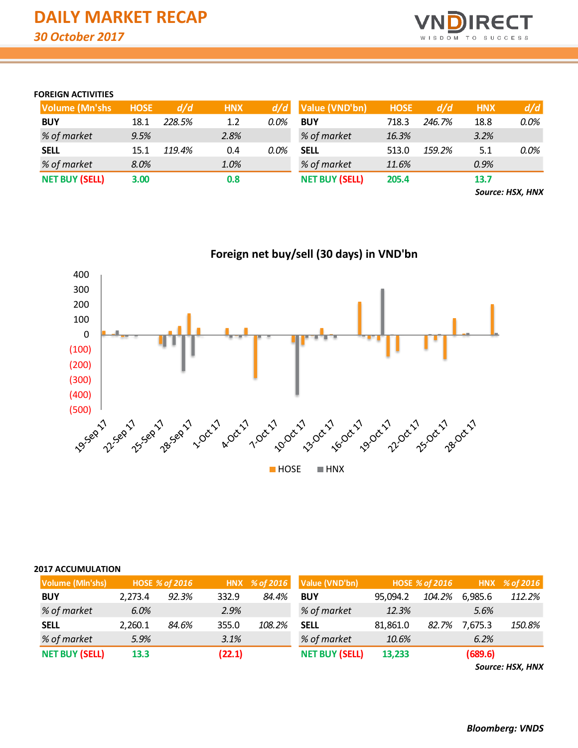# DAILY MARKET RECAP

*30 October 2017*

### FOREIGN ACTIVITIES

| Volume (Mn'shs) | HOSE | d/d | HNX | d/d |
|---|---|---|---|---|
| BUY | 18.1 | 228.5% | 1.2 | 0.0% |
| *% of market* | 9.5% | | 2.8% | |
| SELL | 15.1 | 119.4% | 0.4 | 0.0% |
| *% of market* | 8.0% | | 1.0% | |
| NET BUY (SELL) | 3.00 | | 0.8 | |

| Value (VND'bn) | HOSE | d/d | HNX | d/d |
|---|---|---|---|---|
| BUY | 718.3 | 246.7% | 18.8 | 0.0% |
| *% of market* | 16.3% | | 3.2% | |
| SELL | 513.0 | 159.2% | 5.1 | 0.0% |
| *% of market* | 11.6% | | 0.9% | |
| NET BUY (SELL) | 205.4 | | 13.7 | |

*Source: HSX, HNX*

**Foreign net buy/sell (30 days) in VND'bn**

### 2017 ACCUMULATION

| Volume (Mln'shs) | HOSE | % of 2016 | HNX | % of 2016 |
|---|---|---|---|---|
| BUY | 2,273.4 | 92.3% | 332.9 | 84.4% |
| *% of market* | 6.0% | | 2.9% | |
| SELL | 2,260.1 | 84.6% | 355.0 | 108.2% |
| *% of market* | 5.9% | | 3.1% | |
| NET BUY (SELL) | 13.3 | | (22.1) | |

| Value (VND'bn) | HOSE | % of 2016 | HNX | % of 2016 |
|---|---|---|---|---|
| BUY | 95,094.2 | 104.2% | 6,985.6 | 112.2% |
| *% of market* | 12.3% | | 5.6% | |
| SELL | 81,861.0 | 82.7% | 7,675.3 | 150.8% |
| *% of market* | 10.6% | | 6.2% | |
| NET BUY (SELL) | 13,233 | | (689.6) | |

*Source: HSX, HNX*

**Bloomberg: VNDS**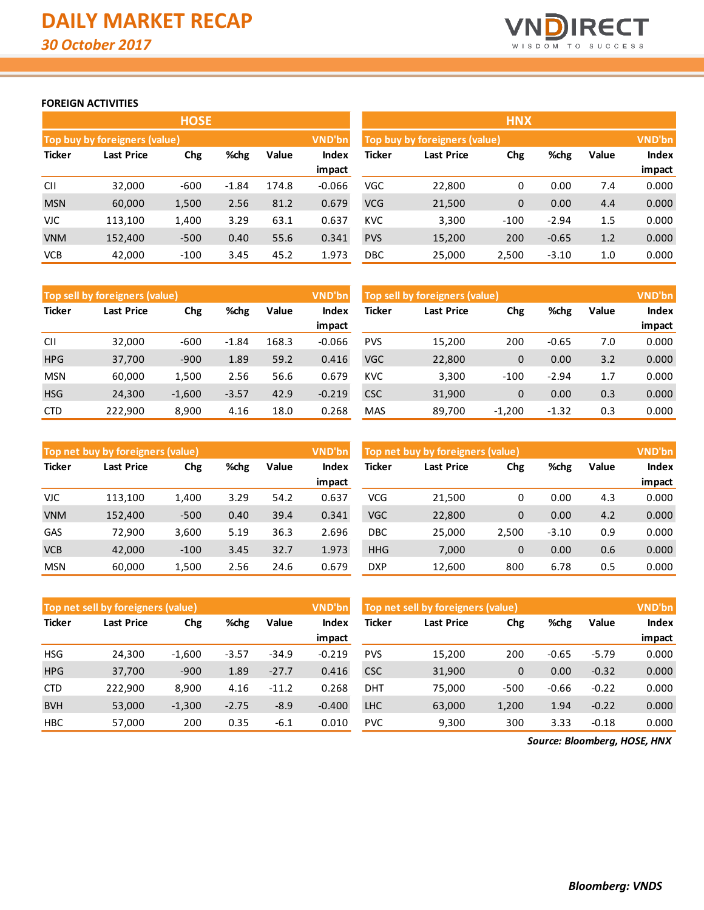# DAILY MARKET RECAP

*30 October 2017*

## FOREIGN ACTIVITIES

### HOSE

| Top buy by foreigners (value) | | | | | VND'bn |
|---|---|---|---|---|---|
| Ticker | Last Price | Chg | %chg | Value | Index impact |
| CII | 32,000 | -600 | -1.84 | 174.8 | -0.066 |
| MSN | 60,000 | 1,500 | 2.56 | 81.2 | 0.679 |
| VJC | 113,100 | 1,400 | 3.29 | 63.1 | 0.637 |
| VNM | 152,400 | -500 | 0.40 | 55.6 | 0.341 |
| VCB | 42,000 | -100 | 3.45 | 45.2 | 1.973 |

| Top sell by foreigners (value) | | | | | VND'bn |
|---|---|---|---|---|---|
| Ticker | Last Price | Chg | %chg | Value | Index impact |
| CII | 32,000 | -600 | -1.84 | 168.3 | -0.066 |
| HPG | 37,700 | -900 | 1.89 | 59.2 | 0.416 |
| MSN | 60,000 | 1,500 | 2.56 | 56.6 | 0.679 |
| HSG | 24,300 | -1,600 | -3.57 | 42.9 | -0.219 |
| CTD | 222,900 | 8,900 | 4.16 | 18.0 | 0.268 |

| Top net buy by foreigners (value) | | | | | VND'bn |
|---|---|---|---|---|---|
| Ticker | Last Price | Chg | %chg | Value | Index impact |
| VJC | 113,100 | 1,400 | 3.29 | 54.2 | 0.637 |
| VNM | 152,400 | -500 | 0.40 | 39.4 | 0.341 |
| GAS | 72,900 | 3,600 | 5.19 | 36.3 | 2.696 |
| VCB | 42,000 | -100 | 3.45 | 32.7 | 1.973 |
| MSN | 60,000 | 1,500 | 2.56 | 24.6 | 0.679 |

| Top net sell by foreigners (value) | | | | | VND'bn |
|---|---|---|---|---|---|
| Ticker | Last Price | Chg | %chg | Value | Index impact |
| HSG | 24,300 | -1,600 | -3.57 | -34.9 | -0.219 |
| HPG | 37,700 | -900 | 1.89 | -27.7 | 0.416 |
| CTD | 222,900 | 8,900 | 4.16 | -11.2 | 0.268 |
| BVH | 53,000 | -1,300 | -2.75 | -8.9 | -0.400 |
| HBC | 57,000 | 200 | 0.35 | -6.1 | 0.010 |

### HNX

| Top buy by foreigners (value) | | | | | VND'bn |
|---|---|---|---|---|---|
| Ticker | Last Price | Chg | %chg | Value | Index impact |
| VGC | 22,800 | 0 | 0.00 | 7.4 | 0.000 |
| VCG | 21,500 | 0 | 0.00 | 4.4 | 0.000 |
| KVC | 3,300 | -100 | -2.94 | 1.5 | 0.000 |
| PVS | 15,200 | 200 | -0.65 | 1.2 | 0.000 |
| DBC | 25,000 | 2,500 | -3.10 | 1.0 | 0.000 |

| Top sell by foreigners (value) | | | | | VND'bn |
|---|---|---|---|---|---|
| Ticker | Last Price | Chg | %chg | Value | Index impact |
| PVS | 15,200 | 200 | -0.65 | 7.0 | 0.000 |
| VGC | 22,800 | 0 | 0.00 | 3.2 | 0.000 |
| KVC | 3,300 | -100 | -2.94 | 1.7 | 0.000 |
| CSC | 31,900 | 0 | 0.00 | 0.3 | 0.000 |
| MAS | 89,700 | -1,200 | -1.32 | 0.3 | 0.000 |

| Top net buy by foreigners (value) | | | | | VND'bn |
|---|---|---|---|---|---|
| Ticker | Last Price | Chg | %chg | Value | Index impact |
| VCG | 21,500 | 0 | 0.00 | 4.3 | 0.000 |
| VGC | 22,800 | 0 | 0.00 | 4.2 | 0.000 |
| DBC | 25,000 | 2,500 | -3.10 | 0.9 | 0.000 |
| HHG | 7,000 | 0 | 0.00 | 0.6 | 0.000 |
| DXP | 12,600 | 800 | 6.78 | 0.5 | 0.000 |

| Top net sell by foreigners (value) | | | | | VND'bn |
|---|---|---|---|---|---|
| Ticker | Last Price | Chg | %chg | Value | Index impact |
| PVS | 15,200 | 200 | -0.65 | -5.79 | 0.000 |
| CSC | 31,900 | 0 | 0.00 | -0.32 | 0.000 |
| DHT | 75,000 | -500 | -0.66 | -0.22 | 0.000 |
| LHC | 63,000 | 1,200 | 1.94 | -0.22 | 0.000 |
| PVC | 9,300 | 300 | 3.33 | -0.18 | 0.000 |

*Source: Bloomberg, HOSE, HNX*

***Bloomberg: VNDS***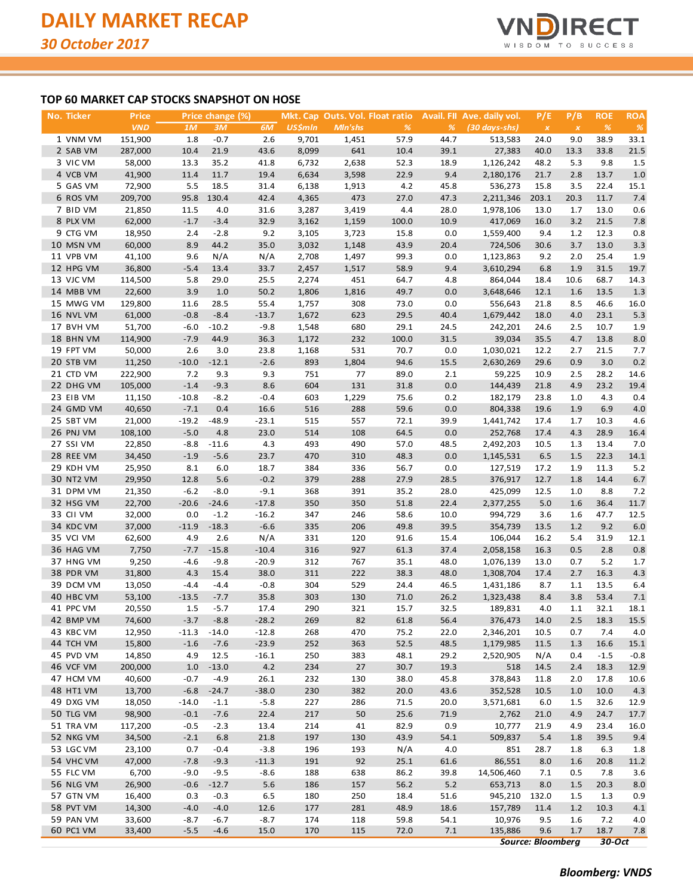# DAILY MARKET RECAP

*30 October 2017*

## TOP 60 MARKET CAP STOCKS SNAPSHOT ON HOSE

| No. | Ticker | Price | Price change (%) | | | Mkt. Cap | Outs. Vol. | Float ratio | Avail. FII | Ave. daily vol. | P/E | P/B | ROE | ROA |
|---|---|---|---|---|---|---|---|---|---|---|---|---|---|---|
| | | *VND* | *1M* | *3M* | *6M* | *US$mln* | *Mln'shs* | *%* | *%* | *(30 days-shs)* | *x* | *x* | *%* | *%* |
| 1 | VNM VM | 151,900 | 1.8 | -0.7 | 2.6 | 9,701 | 1,451 | 57.9 | 44.7 | 513,583 | 24.0 | 9.0 | 38.9 | 33.1 |
| 2 | SAB VM | 287,000 | 10.4 | 21.9 | 43.6 | 8,099 | 641 | 10.4 | 39.1 | 27,383 | 40.0 | 13.3 | 33.8 | 21.5 |
| 3 | VIC VM | 58,000 | 13.3 | 35.2 | 41.8 | 6,732 | 2,638 | 52.3 | 18.9 | 1,126,242 | 48.2 | 5.3 | 9.8 | 1.5 |
| 4 | VCB VM | 41,900 | 11.4 | 11.7 | 19.4 | 6,634 | 3,598 | 22.9 | 9.4 | 2,180,176 | 21.7 | 2.8 | 13.7 | 1.0 |
| 5 | GAS VM | 72,900 | 5.5 | 18.5 | 31.4 | 6,138 | 1,913 | 4.2 | 45.8 | 536,273 | 15.8 | 3.5 | 22.4 | 15.1 |
| 6 | ROS VM | 209,700 | 95.8 | 130.4 | 42.4 | 4,365 | 473 | 27.0 | 47.3 | 2,211,346 | 203.1 | 20.3 | 11.7 | 7.4 |
| 7 | BID VM | 21,850 | 11.5 | 4.0 | 31.6 | 3,287 | 3,419 | 4.4 | 28.0 | 1,978,106 | 13.0 | 1.7 | 13.0 | 0.6 |
| 8 | PLX VM | 62,000 | -1.7 | -3.4 | 32.9 | 3,162 | 1,159 | 100.0 | 10.9 | 417,069 | 16.0 | 3.2 | 21.5 | 7.8 |
| 9 | CTG VM | 18,950 | 2.4 | -2.8 | 9.2 | 3,105 | 3,723 | 15.8 | 0.0 | 1,559,400 | 9.4 | 1.2 | 12.3 | 0.8 |
| 10 | MSN VM | 60,000 | 8.9 | 44.2 | 35.0 | 3,032 | 1,148 | 43.9 | 20.4 | 724,506 | 30.6 | 3.7 | 13.0 | 3.3 |
| 11 | VPB VM | 41,100 | 9.6 | N/A | N/A | 2,708 | 1,497 | 99.3 | 0.0 | 1,123,863 | 9.2 | 2.0 | 25.4 | 1.9 |
| 12 | HPG VM | 36,800 | -5.4 | 13.4 | 33.7 | 2,457 | 1,517 | 58.9 | 9.4 | 3,610,294 | 6.8 | 1.9 | 31.5 | 19.7 |
| 13 | VJC VM | 114,500 | 5.8 | 29.0 | 25.5 | 2,274 | 451 | 64.7 | 4.8 | 864,044 | 18.4 | 10.6 | 68.7 | 14.3 |
| 14 | MBB VM | 22,600 | 3.9 | 1.0 | 50.2 | 1,806 | 1,816 | 49.7 | 0.0 | 3,648,646 | 12.1 | 1.6 | 13.5 | 1.3 |
| 15 | MWG VM | 129,800 | 11.6 | 28.5 | 55.4 | 1,757 | 308 | 73.0 | 0.0 | 556,643 | 21.8 | 8.5 | 46.6 | 16.0 |
| 16 | NVL VM | 61,000 | -0.8 | -8.4 | -13.7 | 1,672 | 623 | 29.5 | 40.4 | 1,679,442 | 18.0 | 4.0 | 23.1 | 5.3 |
| 17 | BVH VM | 51,700 | -6.0 | -10.2 | -9.8 | 1,548 | 680 | 29.1 | 24.5 | 242,201 | 24.6 | 2.5 | 10.7 | 1.9 |
| 18 | BHN VM | 114,900 | -7.9 | 44.9 | 36.3 | 1,172 | 232 | 100.0 | 31.5 | 39,034 | 35.5 | 4.7 | 13.8 | 8.0 |
| 19 | FPT VM | 50,000 | 2.6 | 3.0 | 23.8 | 1,168 | 531 | 70.7 | 0.0 | 1,030,021 | 12.2 | 2.7 | 21.5 | 7.7 |
| 20 | STB VM | 11,250 | -10.0 | -12.1 | -2.6 | 893 | 1,804 | 94.6 | 15.5 | 2,630,269 | 29.6 | 0.9 | 3.0 | 0.2 |
| 21 | CTD VM | 222,900 | 7.2 | 9.3 | 9.3 | 751 | 77 | 89.0 | 2.1 | 59,225 | 10.9 | 2.5 | 28.2 | 14.6 |
| 22 | DHG VM | 105,000 | -1.4 | -9.3 | 8.6 | 604 | 131 | 31.8 | 0.0 | 144,439 | 21.8 | 4.9 | 23.2 | 19.4 |
| 23 | EIB VM | 11,150 | -10.8 | -8.2 | -0.4 | 603 | 1,229 | 75.6 | 0.2 | 182,179 | 23.8 | 1.0 | 4.3 | 0.4 |
| 24 | GMD VM | 40,650 | -7.1 | 0.4 | 16.6 | 516 | 288 | 59.6 | 0.0 | 804,338 | 19.6 | 1.9 | 6.9 | 4.0 |
| 25 | SBT VM | 21,000 | -19.2 | -48.9 | -23.1 | 515 | 557 | 72.1 | 39.9 | 1,441,742 | 17.4 | 1.7 | 10.3 | 4.6 |
| 26 | PNJ VM | 108,100 | -5.0 | 4.8 | 23.0 | 514 | 108 | 64.5 | 0.0 | 252,768 | 17.4 | 4.3 | 28.9 | 16.4 |
| 27 | SSI VM | 22,850 | -8.8 | -11.6 | 4.3 | 493 | 490 | 57.0 | 48.5 | 2,492,203 | 10.5 | 1.3 | 13.4 | 7.0 |
| 28 | REE VM | 34,450 | -1.9 | -5.6 | 23.7 | 470 | 310 | 48.3 | 0.0 | 1,145,531 | 6.5 | 1.5 | 22.3 | 14.1 |
| 29 | KDH VM | 25,950 | 8.1 | 6.0 | 18.7 | 384 | 336 | 56.7 | 0.0 | 127,519 | 17.2 | 1.9 | 11.3 | 5.2 |
| 30 | NT2 VM | 29,950 | 12.8 | 5.6 | -0.2 | 379 | 288 | 27.9 | 28.5 | 376,917 | 12.7 | 1.8 | 14.4 | 6.7 |
| 31 | DPM VM | 21,350 | -6.2 | -8.0 | -9.1 | 368 | 391 | 35.2 | 28.0 | 425,099 | 12.5 | 1.0 | 8.8 | 7.2 |
| 32 | HSG VM | 22,700 | -20.6 | -24.6 | -17.8 | 350 | 350 | 51.8 | 22.4 | 2,377,255 | 5.0 | 1.6 | 36.4 | 11.7 |
| 33 | CII VM | 32,000 | 0.0 | -1.2 | -16.2 | 347 | 246 | 58.6 | 10.0 | 994,729 | 3.6 | 1.6 | 47.7 | 12.5 |
| 34 | KDC VM | 37,000 | -11.9 | -18.3 | -6.6 | 335 | 206 | 49.8 | 39.5 | 354,739 | 13.5 | 1.2 | 9.2 | 6.0 |
| 35 | VCI VM | 62,600 | 4.9 | 2.6 | N/A | 331 | 120 | 91.6 | 15.4 | 106,044 | 16.2 | 5.4 | 31.9 | 12.1 |
| 36 | HAG VM | 7,750 | -7.7 | -15.8 | -10.4 | 316 | 927 | 61.3 | 37.4 | 2,058,158 | 16.3 | 0.5 | 2.8 | 0.8 |
| 37 | HNG VM | 9,250 | -4.6 | -9.8 | -20.9 | 312 | 767 | 35.1 | 48.0 | 1,076,139 | 13.0 | 0.7 | 5.2 | 1.7 |
| 38 | PDR VM | 31,800 | 4.3 | 15.4 | 38.0 | 311 | 222 | 38.3 | 48.0 | 1,308,704 | 17.4 | 2.7 | 16.3 | 4.3 |
| 39 | DCM VM | 13,050 | -4.4 | -4.4 | -0.8 | 304 | 529 | 24.4 | 46.5 | 1,431,186 | 8.7 | 1.1 | 13.5 | 6.4 |
| 40 | HBC VM | 53,100 | -13.5 | -7.7 | 35.8 | 303 | 130 | 71.0 | 26.2 | 1,323,438 | 8.4 | 3.8 | 53.4 | 7.1 |
| 41 | PPC VM | 20,550 | 1.5 | -5.7 | 17.4 | 290 | 321 | 15.7 | 32.5 | 189,831 | 4.0 | 1.1 | 32.1 | 18.1 |
| 42 | BMP VM | 74,600 | -3.7 | -8.8 | -28.2 | 269 | 82 | 61.8 | 56.4 | 376,473 | 14.0 | 2.5 | 18.3 | 15.5 |
| 43 | KBC VM | 12,950 | -11.3 | -14.0 | -12.8 | 268 | 470 | 75.2 | 22.0 | 2,346,201 | 10.5 | 0.7 | 7.4 | 4.0 |
| 44 | TCH VM | 15,800 | -1.6 | -7.6 | -23.9 | 252 | 363 | 52.5 | 48.5 | 1,179,985 | 11.5 | 1.3 | 16.6 | 15.1 |
| 45 | PVD VM | 14,850 | 4.9 | 12.5 | -16.1 | 250 | 383 | 48.1 | 29.2 | 2,520,905 | N/A | 0.4 | -1.5 | -0.8 |
| 46 | VCF VM | 200,000 | 1.0 | -13.0 | 4.2 | 234 | 27 | 30.7 | 19.3 | 518 | 14.5 | 2.4 | 18.3 | 12.9 |
| 47 | HCM VM | 40,600 | -0.7 | -4.9 | 26.1 | 232 | 130 | 38.0 | 45.8 | 378,843 | 11.8 | 2.0 | 17.8 | 10.6 |
| 48 | HT1 VM | 13,700 | -6.8 | -24.7 | -38.0 | 230 | 382 | 20.0 | 43.6 | 352,528 | 10.5 | 1.0 | 10.0 | 4.3 |
| 49 | DXG VM | 18,050 | -14.0 | -1.1 | -5.8 | 227 | 286 | 71.5 | 20.0 | 3,571,681 | 6.0 | 1.5 | 32.6 | 12.9 |
| 50 | TLG VM | 98,900 | -0.1 | -7.6 | 22.4 | 217 | 50 | 25.6 | 71.9 | 2,762 | 21.0 | 4.9 | 24.7 | 17.7 |
| 51 | TRA VM | 117,200 | -0.5 | -2.3 | 13.4 | 214 | 41 | 82.9 | 0.9 | 10,777 | 21.9 | 4.9 | 23.4 | 16.0 |
| 52 | NKG VM | 34,500 | -2.1 | 6.8 | 21.8 | 197 | 130 | 43.9 | 54.1 | 509,837 | 5.4 | 1.8 | 39.5 | 9.4 |
| 53 | LGC VM | 23,100 | 0.7 | -0.4 | -3.8 | 196 | 193 | N/A | 4.0 | 851 | 28.7 | 1.8 | 6.3 | 1.8 |
| 54 | VHC VM | 47,000 | -7.8 | -9.3 | -11.3 | 191 | 92 | 25.1 | 61.6 | 86,551 | 8.0 | 1.6 | 20.8 | 11.2 |
| 55 | FLC VM | 6,700 | -9.0 | -9.5 | -8.6 | 188 | 638 | 86.2 | 39.8 | 14,506,460 | 7.1 | 0.5 | 7.8 | 3.6 |
| 56 | NLG VM | 26,900 | -0.6 | -12.7 | 5.6 | 186 | 157 | 56.2 | 5.2 | 653,713 | 8.0 | 1.5 | 20.3 | 8.0 |
| 57 | GTN VM | 16,400 | 0.3 | -0.3 | 6.5 | 180 | 250 | 18.4 | 51.6 | 945,210 | 132.0 | 1.5 | 1.3 | 0.9 |
| 58 | PVT VM | 14,300 | -4.0 | -4.0 | 12.6 | 177 | 281 | 48.9 | 18.6 | 157,789 | 11.4 | 1.2 | 10.3 | 4.1 |
| 59 | PAN VM | 33,600 | -8.7 | -6.7 | -8.7 | 174 | 118 | 59.8 | 54.1 | 10,976 | 9.5 | 1.6 | 7.2 | 4.0 |
| 60 | PC1 VM | 33,400 | -5.5 | -4.6 | 15.0 | 170 | 115 | 72.0 | 7.1 | 135,886 | 9.6 | 1.7 | 18.7 | 7.8 |

***Source: Bloomberg*** ***30-Oct***

***Bloomberg: VNDS***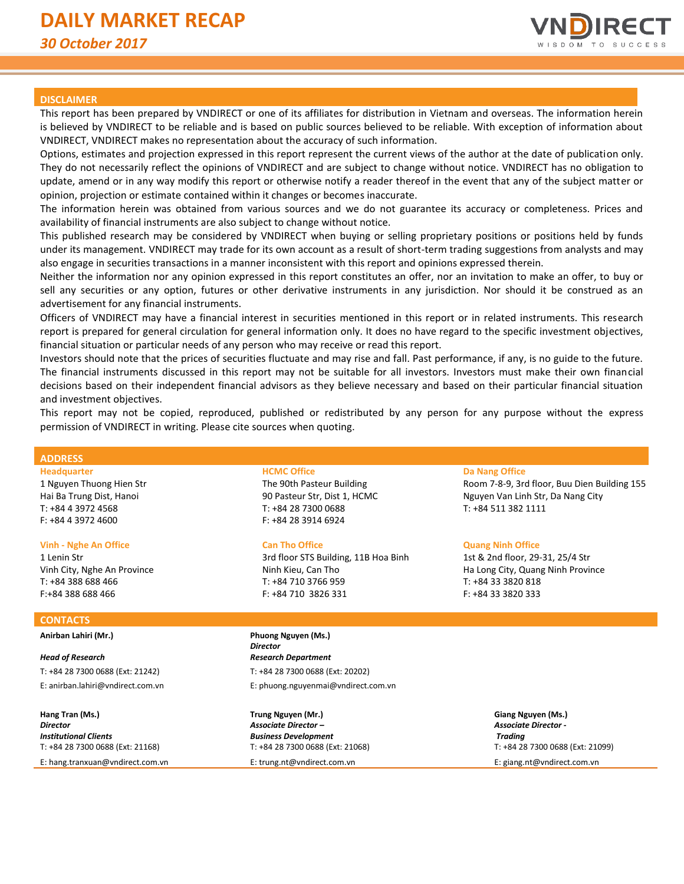# DAILY MARKET RECAP

*30 October 2017*

## DISCLAIMER

This report has been prepared by VNDIRECT or one of its affiliates for distribution in Vietnam and overseas. The information herein is believed by VNDIRECT to be reliable and is based on public sources believed to be reliable. With exception of information about VNDIRECT, VNDIRECT makes no representation about the accuracy of such information.

Options, estimates and projection expressed in this report represent the current views of the author at the date of publication only. They do not necessarily reflect the opinions of VNDIRECT and are subject to change without notice. VNDIRECT has no obligation to update, amend or in any way modify this report or otherwise notify a reader thereof in the event that any of the subject matter or opinion, projection or estimate contained within it changes or becomes inaccurate.

The information herein was obtained from various sources and we do not guarantee its accuracy or completeness. Prices and availability of financial instruments are also subject to change without notice.

This published research may be considered by VNDIRECT when buying or selling proprietary positions or positions held by funds under its management. VNDIRECT may trade for its own account as a result of short-term trading suggestions from analysts and may also engage in securities transactions in a manner inconsistent with this report and opinions expressed therein.

Neither the information nor any opinion expressed in this report constitutes an offer, nor an invitation to make an offer, to buy or sell any securities or any option, futures or other derivative instruments in any jurisdiction. Nor should it be construed as an advertisement for any financial instruments.

Officers of VNDIRECT may have a financial interest in securities mentioned in this report or in related instruments. This research report is prepared for general circulation for general information only. It does no have regard to the specific investment objectives, financial situation or particular needs of any person who may receive or read this report.

Investors should note that the prices of securities fluctuate and may rise and fall. Past performance, if any, is no guide to the future. The financial instruments discussed in this report may not be suitable for all investors. Investors must make their own financial decisions based on their independent financial advisors as they believe necessary and based on their particular financial situation and investment objectives.

This report may not be copied, reproduced, published or redistributed by any person for any purpose without the express permission of VNDIRECT in writing. Please cite sources when quoting.

## ADDRESS

**Headquarter**
1 Nguyen Thuong Hien Str
Hai Ba Trung Dist, Hanoi
T: +84 4 3972 4568
F: +84 4 3972 4600

**HCMC Office**
The 90th Pasteur Building
90 Pasteur Str, Dist 1, HCMC
T: +84 28 7300 0688
F: +84 28 3914 6924

**Da Nang Office**
Room 7-8-9, 3rd floor, Buu Dien Building 155
Nguyen Van Linh Str, Da Nang City
T: +84 511 382 1111

**Vinh - Nghe An Office**
1 Lenin Str
Vinh City, Nghe An Province
T: +84 388 688 466
F:+84 388 688 466

**Can Tho Office**
3rd floor STS Building, 11B Hoa Binh
Ninh Kieu, Can Tho
T: +84 710 3766 959
F: +84 710 3826 331

**Quang Ninh Office**
1st & 2nd floor, 29-31, 25/4 Str
Ha Long City, Quang Ninh Province
T: +84 33 3820 818
F: +84 33 3820 333

## CONTACTS

**Anirban Lahiri (Mr.)**
***Head of Research***
T: +84 28 7300 0688 (Ext: 21242)
E: anirban.lahiri@vndirect.com.vn

**Phuong Nguyen (Ms.)**
***Director***
***Research Department***
T: +84 28 7300 0688 (Ext: 20202)
E: phuong.nguyenmai@vndirect.com.vn

**Hang Tran (Ms.)**
***Director***
***Institutional Clients***
T: +84 28 7300 0688 (Ext: 21168)
E: hang.tranxuan@vndirect.com.vn

**Trung Nguyen (Mr.)**
***Associate Director –***
***Business Development***
T: +84 28 7300 0688 (Ext: 21068)
E: trung.nt@vndirect.com.vn

**Giang Nguyen (Ms.)**
***Associate Director -***
***Trading***
T: +84 28 7300 0688 (Ext: 21099)
E: giang.nt@vndirect.com.vn